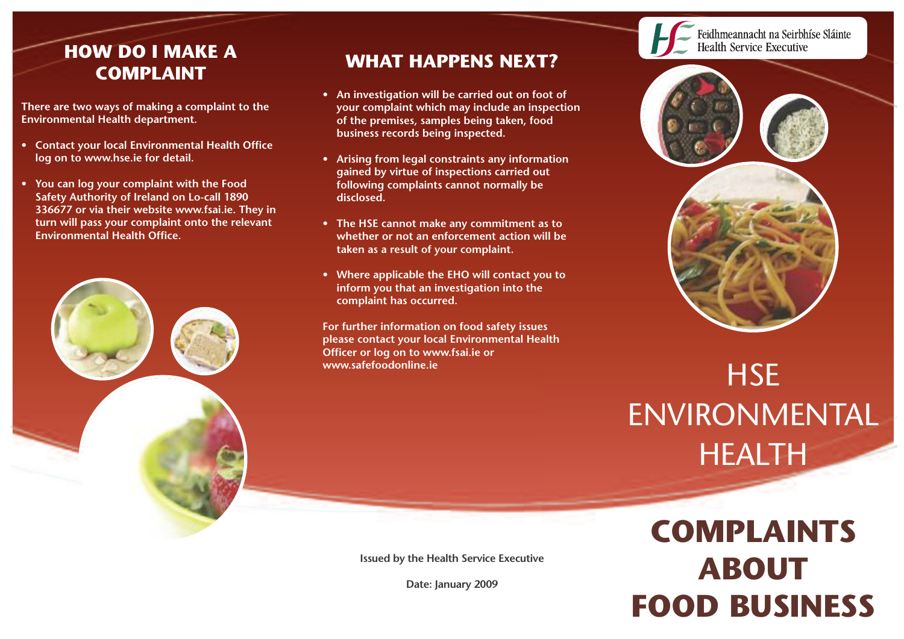## HOW DO I MAKE A COMPLAINT

There are two ways of making a complaint to the Environmental Health department.

- Contact your local Environmental Health Office log on to www.hse.ie for detail.
- You can log your complaint with the Food Safety Authority of Ireland on Lo-call 1890 336677 or via their website www.fsai.ie. They in turn will pass your complaint onto the relevant Environmental Health Office.

## WHAT HAPPENS NEXT?

- An investigation will be carried out on foot of your complaint which may include an inspection of the premises, samples being taken, food business records being inspected.
- Arising from legal constraints any information gained by virtue of inspections carried out following complaints cannot normally be disclosed.
- The HSE cannot make any commitment as to whether or not an enforcement action will be taken as a result of your complaint.
- Where applicable the EHO will contact you to inform you that an investigation into the complaint has occurred.

For further information on food safety issues please contact your local Environmental Health Officer or log on to www.fsai.ie or www.safefoodonline.ie

Issued by the Health Service Executive

Date: January 2009

Feidhmeannacht na Seirbhíse Sláinte
Health Service Executive

# HSE ENVIRONMENTAL HEALTH

# COMPLAINTS ABOUT FOOD BUSINESS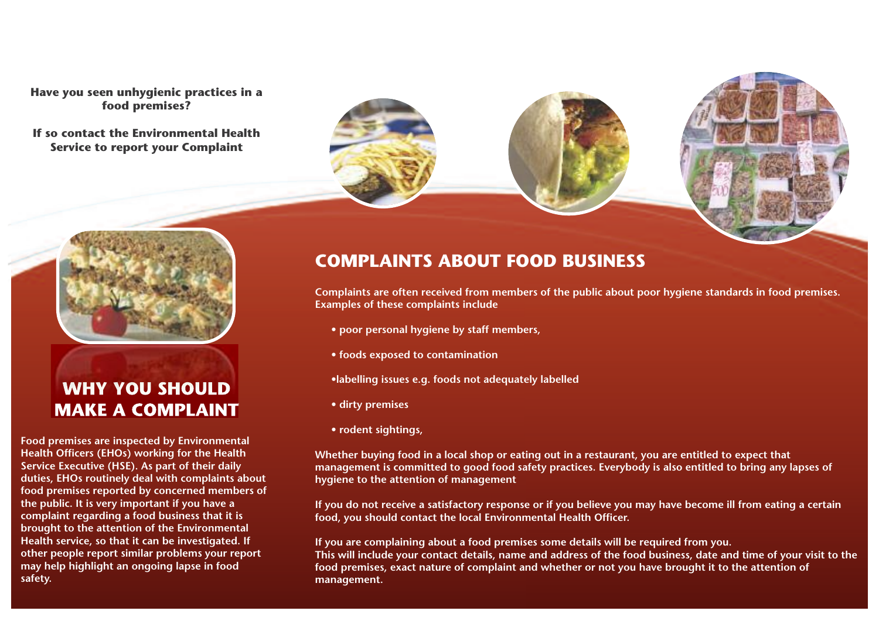**Have you seen unhygienic practices in a food premises?**

**If so contact the Environmental Health Service to report your Complaint**

## WHY YOU SHOULD MAKE A COMPLAINT

**Food premises are inspected by Environmental Health Officers (EHOs) working for the Health Service Executive (HSE). As part of their daily duties, EHOs routinely deal with complaints about food premises reported by concerned members of the public. It is very important if you have a complaint regarding a food business that it is brought to the attention of the Environmental Health service, so that it can be investigated. If other people report similar problems your report may help highlight an ongoing lapse in food safety.**

## COMPLAINTS ABOUT FOOD BUSINESS

**Complaints are often received from members of the public about poor hygiene standards in food premises. Examples of these complaints include**

- **poor personal hygiene by staff members,**
- **foods exposed to contamination**
- **labelling issues e.g. foods not adequately labelled**
- **dirty premises**
- **rodent sightings,**

**Whether buying food in a local shop or eating out in a restaurant, you are entitled to expect that management is committed to good food safety practices. Everybody is also entitled to bring any lapses of hygiene to the attention of management**

**If you do not receive a satisfactory response or if you believe you may have become ill from eating a certain food, you should contact the local Environmental Health Officer.**

**If you are complaining about a food premises some details will be required from you.**
**This will include your contact details, name and address of the food business, date and time of your visit to the food premises, exact nature of complaint and whether or not you have brought it to the attention of management.**